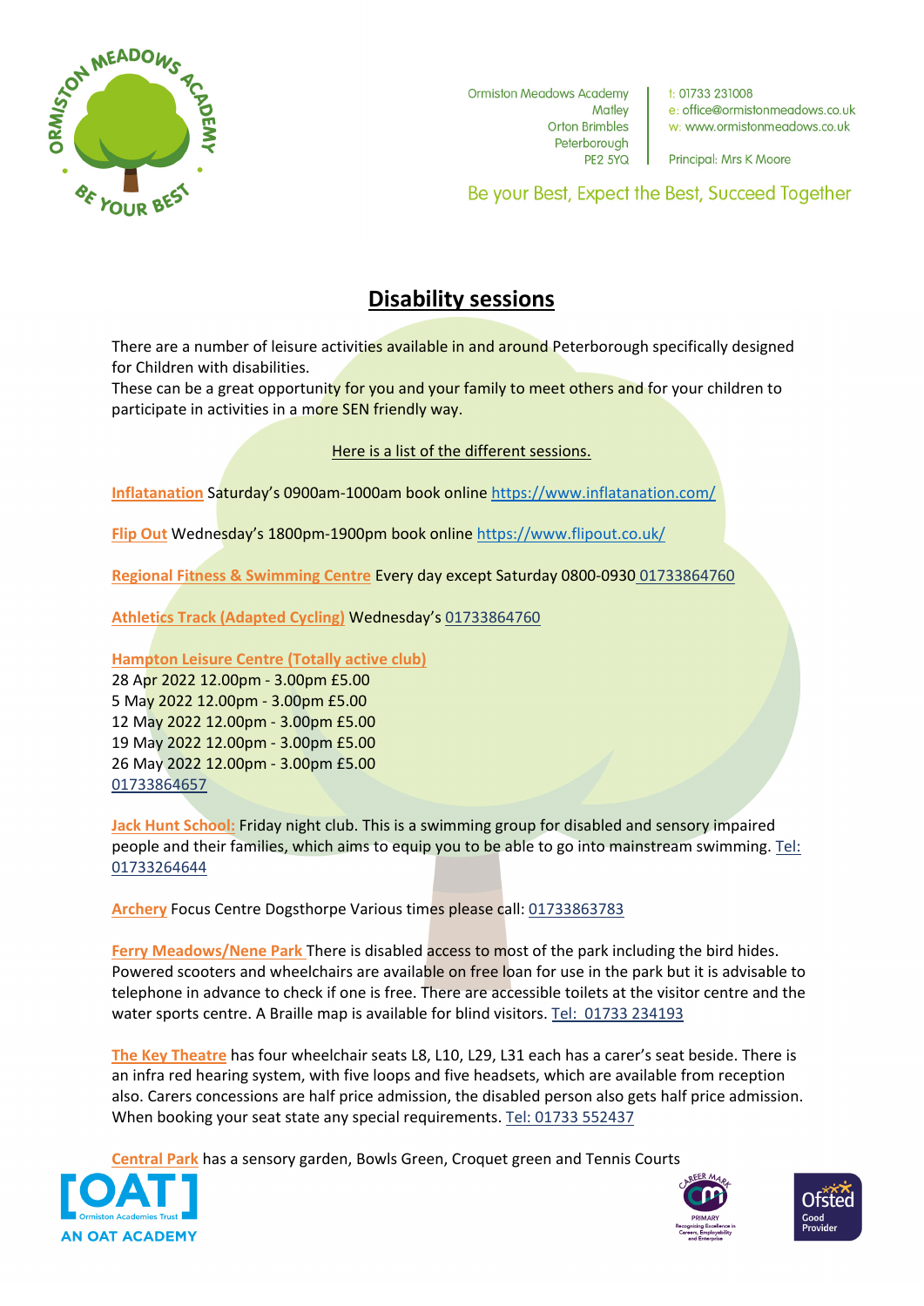Ormiston Meadows Academy
Matley
Orton Brimbles
Peterborough
PE2 5YQ

t: 01733 231008
e: office@ormistonmeadows.co.uk
w: www.ormistonmeadows.co.uk

Principal: Mrs K Moore

Be your Best, Expect the Best, Succeed Together

# Disability sessions

There are a number of leisure activities available in and around Peterborough specifically designed for Children with disabilities.
These can be a great opportunity for you and your family to meet others and for your children to participate in activities in a more SEN friendly way.

Here is a list of the different sessions.

**Inflatanation** Saturday's 0900am-1000am book online https://www.inflatanation.com/

**Flip Out** Wednesday's 1800pm-1900pm book online https://www.flipout.co.uk/

**Regional Fitness & Swimming Centre** Every day except Saturday 0800-0930 01733864760

**Athletics Track (Adapted Cycling)** Wednesday's 01733864760

**Hampton Leisure Centre (Totally active club)**
28 Apr 2022 12.00pm - 3.00pm £5.00
5 May 2022 12.00pm - 3.00pm £5.00
12 May 2022 12.00pm - 3.00pm £5.00
19 May 2022 12.00pm - 3.00pm £5.00
26 May 2022 12.00pm - 3.00pm £5.00
01733864657

**Jack Hunt School:** Friday night club. This is a swimming group for disabled and sensory impaired people and their families, which aims to equip you to be able to go into mainstream swimming. Tel: 01733264644

**Archery** Focus Centre Dogsthorpe Various times please call: 01733863783

**Ferry Meadows/Nene Park** There is disabled access to most of the park including the bird hides. Powered scooters and wheelchairs are available on free loan for use in the park but it is advisable to telephone in advance to check if one is free. There are accessible toilets at the visitor centre and the water sports centre. A Braille map is available for blind visitors. Tel: 01733 234193

**The Key Theatre** has four wheelchair seats L8, L10, L29, L31 each has a carer's seat beside. There is an infra red hearing system, with five loops and five headsets, which are available from reception also. Carers concessions are half price admission, the disabled person also gets half price admission. When booking your seat state any special requirements. Tel: 01733 552437

**Central Park** has a sensory garden, Bowls Green, Croquet green and Tennis Courts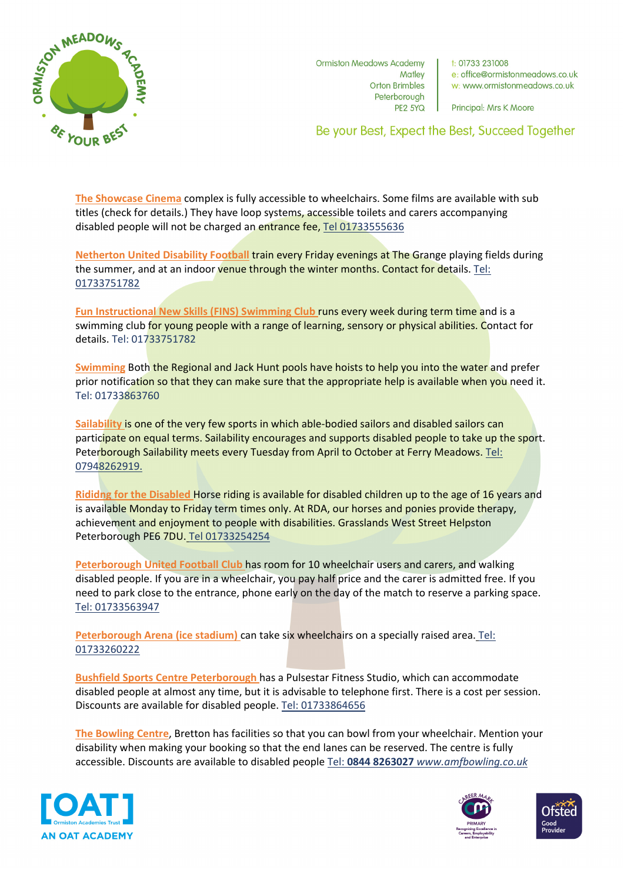**The Showcase Cinema** complex is fully accessible to wheelchairs. Some films are available with sub titles (check for details.) They have loop systems, accessible toilets and carers accompanying disabled people will not be charged an entrance fee, Tel 01733555636

**Netherton United Disability Football** train every Friday evenings at The Grange playing fields during the summer, and at an indoor venue through the winter months. Contact for details. Tel: 01733751782

**Fun Instructional New Skills (FINS) Swimming Club** runs every week during term time and is a swimming club for young people with a range of learning, sensory or physical abilities. Contact for details. Tel: 01733751782

**Swimming** Both the Regional and Jack Hunt pools have hoists to help you into the water and prefer prior notification so that they can make sure that the appropriate help is available when you need it. Tel: 01733863760

**Sailability** is one of the very few sports in which able-bodied sailors and disabled sailors can participate on equal terms. Sailability encourages and supports disabled people to take up the sport. Peterborough Sailability meets every Tuesday from April to October at Ferry Meadows. Tel: 07948262919.

**Rididng for the Disabled** Horse riding is available for disabled children up to the age of 16 years and is available Monday to Friday term times only. At RDA, our horses and ponies provide therapy, achievement and enjoyment to people with disabilities. Grasslands West Street Helpston Peterborough PE6 7DU. Tel 01733254254

**Peterborough United Football Club** has room for 10 wheelchair users and carers, and walking disabled people. If you are in a wheelchair, you pay half price and the carer is admitted free. If you need to park close to the entrance, phone early on the day of the match to reserve a parking space. Tel: 01733563947

**Peterborough Arena (ice stadium)** can take six wheelchairs on a specially raised area. Tel: 01733260222

**Bushfield Sports Centre Peterborough** has a Pulsestar Fitness Studio, which can accommodate disabled people at almost any time, but it is advisable to telephone first. There is a cost per session. Discounts are available for disabled people. Tel: 01733864656

**The Bowling Centre**, Bretton has facilities so that you can bowl from your wheelchair. Mention your disability when making your booking so that the end lanes can be reserved. The centre is fully accessible. Discounts are available to disabled people Tel: **0844 8263027** *www.amfbowling.co.uk*